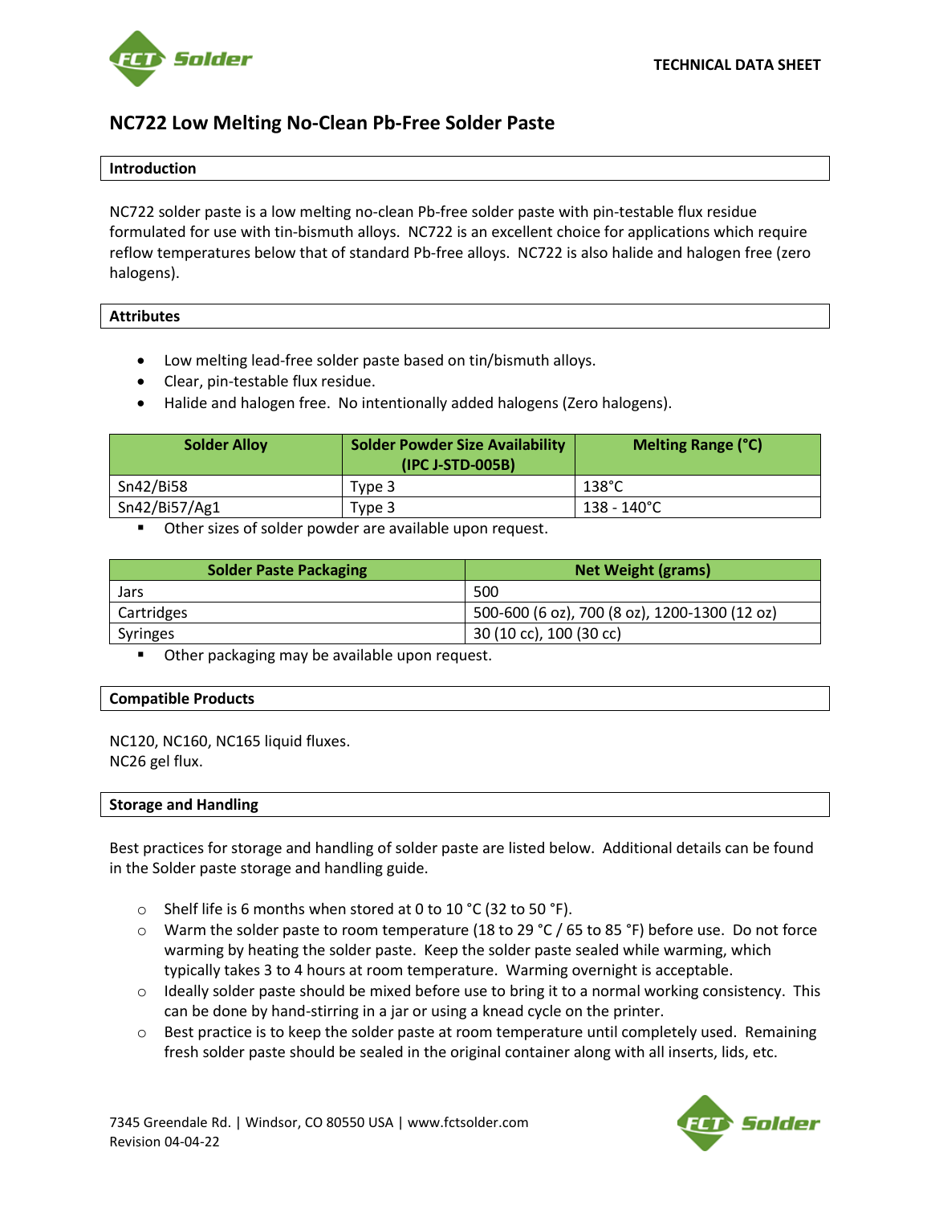TECHNICAL DATA SHEET

# NC722 Low Melting No-Clean Pb-Free Solder Paste

## Introduction

NC722 solder paste is a low melting no-clean Pb-free solder paste with pin-testable flux residue formulated for use with tin-bismuth alloys. NC722 is an excellent choice for applications which require reflow temperatures below that of standard Pb-free alloys. NC722 is also halide and halogen free (zero halogens).

## Attributes

- Low melting lead-free solder paste based on tin/bismuth alloys.
- Clear, pin-testable flux residue.
- Halide and halogen free. No intentionally added halogens (Zero halogens).

| Solder Alloy | Solder Powder Size Availability (IPC J-STD-005B) | Melting Range (°C) |
|---|---|---|
| Sn42/Bi58 | Type 3 | 138°C |
| Sn42/Bi57/Ag1 | Type 3 | 138 - 140°C |

- Other sizes of solder powder are available upon request.

| Solder Paste Packaging | Net Weight (grams) |
|---|---|
| Jars | 500 |
| Cartridges | 500-600 (6 oz), 700 (8 oz), 1200-1300 (12 oz) |
| Syringes | 30 (10 cc), 100 (30 cc) |

- Other packaging may be available upon request.

## Compatible Products

NC120, NC160, NC165 liquid fluxes.
NC26 gel flux.

## Storage and Handling

Best practices for storage and handling of solder paste are listed below. Additional details can be found in the Solder paste storage and handling guide.

- Shelf life is 6 months when stored at 0 to 10 °C (32 to 50 °F).
- Warm the solder paste to room temperature (18 to 29 °C / 65 to 85 °F) before use. Do not force warming by heating the solder paste. Keep the solder paste sealed while warming, which typically takes 3 to 4 hours at room temperature. Warming overnight is acceptable.
- Ideally solder paste should be mixed before use to bring it to a normal working consistency. This can be done by hand-stirring in a jar or using a knead cycle on the printer.
- Best practice is to keep the solder paste at room temperature until completely used. Remaining fresh solder paste should be sealed in the original container along with all inserts, lids, etc.

7345 Greendale Rd. | Windsor, CO 80550 USA | www.fctsolder.com
Revision 04-04-22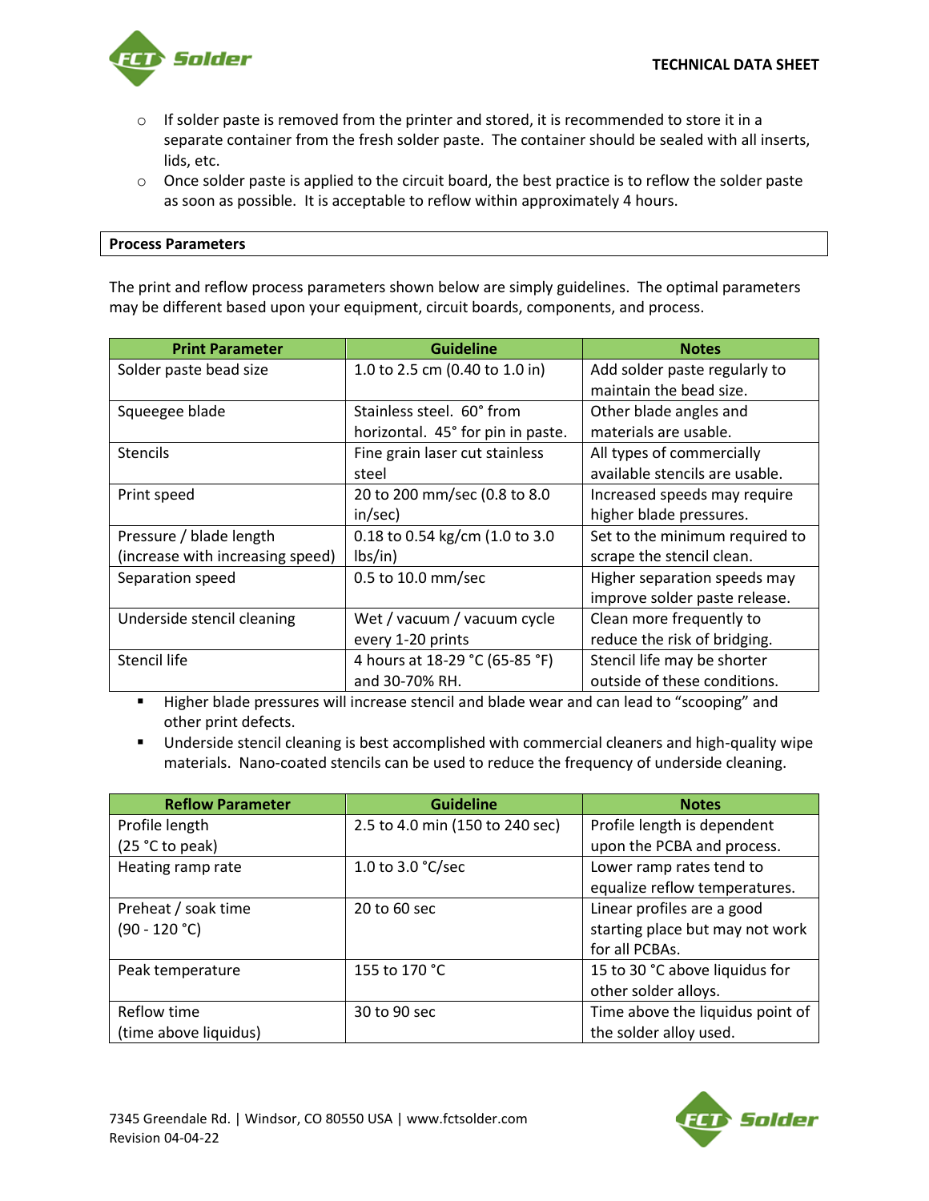- If solder paste is removed from the printer and stored, it is recommended to store it in a separate container from the fresh solder paste. The container should be sealed with all inserts, lids, etc.
- Once solder paste is applied to the circuit board, the best practice is to reflow the solder paste as soon as possible. It is acceptable to reflow within approximately 4 hours.

## Process Parameters

The print and reflow process parameters shown below are simply guidelines. The optimal parameters may be different based upon your equipment, circuit boards, components, and process.

| Print Parameter | Guideline | Notes |
| --- | --- | --- |
| Solder paste bead size | 1.0 to 2.5 cm (0.40 to 1.0 in) | Add solder paste regularly to maintain the bead size. |
| Squeegee blade | Stainless steel. 60° from horizontal. 45° for pin in paste. | Other blade angles and materials are usable. |
| Stencils | Fine grain laser cut stainless steel | All types of commercially available stencils are usable. |
| Print speed | 20 to 200 mm/sec (0.8 to 8.0 in/sec) | Increased speeds may require higher blade pressures. |
| Pressure / blade length (increase with increasing speed) | 0.18 to 0.54 kg/cm (1.0 to 3.0 lbs/in) | Set to the minimum required to scrape the stencil clean. |
| Separation speed | 0.5 to 10.0 mm/sec | Higher separation speeds may improve solder paste release. |
| Underside stencil cleaning | Wet / vacuum / vacuum cycle every 1-20 prints | Clean more frequently to reduce the risk of bridging. |
| Stencil life | 4 hours at 18-29 °C (65-85 °F) and 30-70% RH. | Stencil life may be shorter outside of these conditions. |

- Higher blade pressures will increase stencil and blade wear and can lead to "scooping" and other print defects.
- Underside stencil cleaning is best accomplished with commercial cleaners and high-quality wipe materials. Nano-coated stencils can be used to reduce the frequency of underside cleaning.

| Reflow Parameter | Guideline | Notes |
| --- | --- | --- |
| Profile length (25 °C to peak) | 2.5 to 4.0 min (150 to 240 sec) | Profile length is dependent upon the PCBA and process. |
| Heating ramp rate | 1.0 to 3.0 °C/sec | Lower ramp rates tend to equalize reflow temperatures. |
| Preheat / soak time (90 - 120 °C) | 20 to 60 sec | Linear profiles are a good starting place but may not work for all PCBAs. |
| Peak temperature | 155 to 170 °C | 15 to 30 °C above liquidus for other solder alloys. |
| Reflow time (time above liquidus) | 30 to 90 sec | Time above the liquidus point of the solder alloy used. |

7345 Greendale Rd. | Windsor, CO 80550 USA | www.fctsolder.com
Revision 04-04-22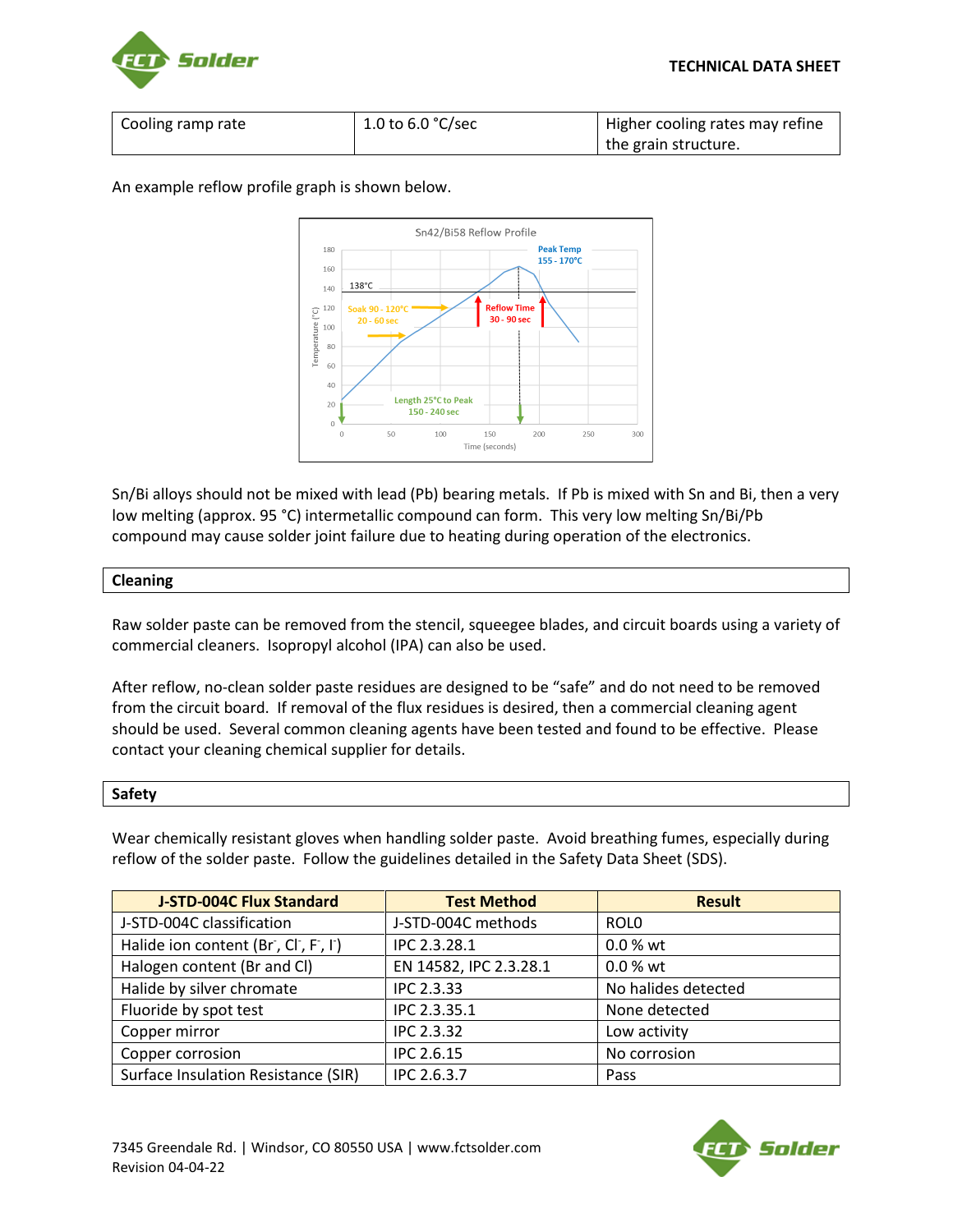| Cooling ramp rate | 1.0 to 6.0 °C/sec | Higher cooling rates may refine the grain structure. |
|---|---|---|

An example reflow profile graph is shown below.

Sn/Bi alloys should not be mixed with lead (Pb) bearing metals. If Pb is mixed with Sn and Bi, then a very low melting (approx. 95 °C) intermetallic compound can form. This very low melting Sn/Bi/Pb compound may cause solder joint failure due to heating during operation of the electronics.

## Cleaning

Raw solder paste can be removed from the stencil, squeegee blades, and circuit boards using a variety of commercial cleaners. Isopropyl alcohol (IPA) can also be used.

After reflow, no-clean solder paste residues are designed to be "safe" and do not need to be removed from the circuit board. If removal of the flux residues is desired, then a commercial cleaning agent should be used. Several common cleaning agents have been tested and found to be effective. Please contact your cleaning chemical supplier for details.

## Safety

Wear chemically resistant gloves when handling solder paste. Avoid breathing fumes, especially during reflow of the solder paste. Follow the guidelines detailed in the Safety Data Sheet (SDS).

| J-STD-004C Flux Standard | Test Method | Result |
|---|---|---|
| J-STD-004C classification | J-STD-004C methods | ROL0 |
| Halide ion content ($Br^-$, $Cl^-$, $F^-$, $I^-$) | IPC 2.3.28.1 | 0.0 % wt |
| Halogen content (Br and Cl) | EN 14582, IPC 2.3.28.1 | 0.0 % wt |
| Halide by silver chromate | IPC 2.3.33 | No halides detected |
| Fluoride by spot test | IPC 2.3.35.1 | None detected |
| Copper mirror | IPC 2.3.32 | Low activity |
| Copper corrosion | IPC 2.6.15 | No corrosion |
| Surface Insulation Resistance (SIR) | IPC 2.6.3.7 | Pass |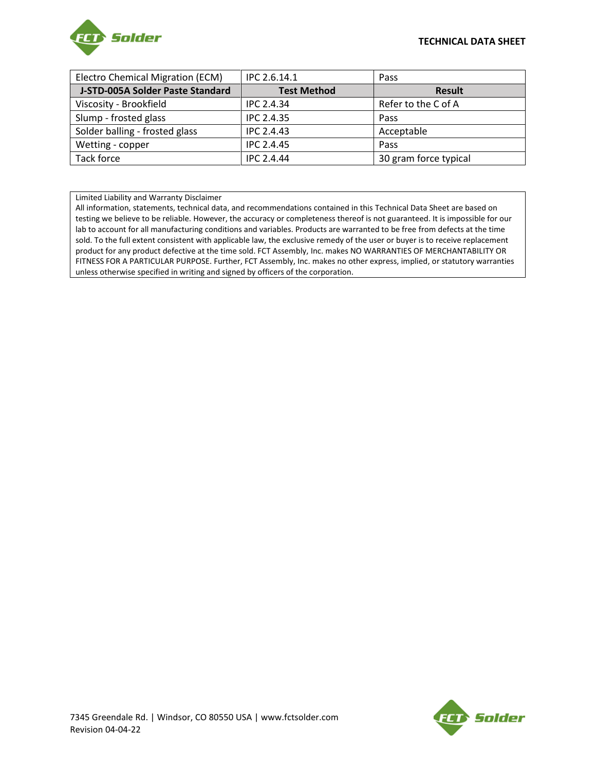| | | |
|---|---|---|
| Electro Chemical Migration (ECM) | IPC 2.6.14.1 | Pass |
| **J-STD-005A Solder Paste Standard** | **Test Method** | **Result** |
| Viscosity - Brookfield | IPC 2.4.34 | Refer to the C of A |
| Slump - frosted glass | IPC 2.4.35 | Pass |
| Solder balling - frosted glass | IPC 2.4.43 | Acceptable |
| Wetting - copper | IPC 2.4.45 | Pass |
| Tack force | IPC 2.4.44 | 30 gram force typical |

Limited Liability and Warranty Disclaimer

All information, statements, technical data, and recommendations contained in this Technical Data Sheet are based on testing we believe to be reliable. However, the accuracy or completeness thereof is not guaranteed. It is impossible for our lab to account for all manufacturing conditions and variables. Products are warranted to be free from defects at the time sold. To the full extent consistent with applicable law, the exclusive remedy of the user or buyer is to receive replacement product for any product defective at the time sold. FCT Assembly, Inc. makes NO WARRANTIES OF MERCHANTABILITY OR FITNESS FOR A PARTICULAR PURPOSE. Further, FCT Assembly, Inc. makes no other express, implied, or statutory warranties unless otherwise specified in writing and signed by officers of the corporation.